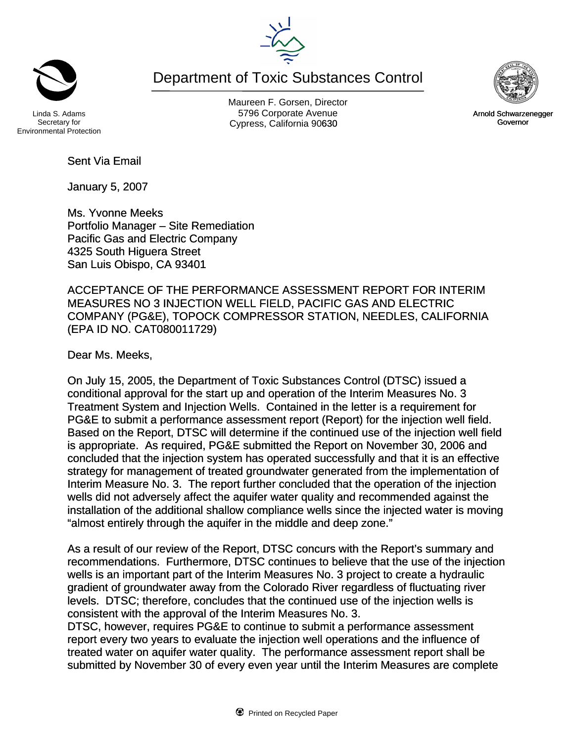Linda S. Adams
Secretary for
Environmental Protection

# Department of Toxic Substances Control

Maureen F. Gorsen, Director
5796 Corporate Avenue
Cypress, California 90630

Arnold Schwarzenegger
Governor

Sent Via Email

January 5, 2007

Ms. Yvonne Meeks
Portfolio Manager – Site Remediation
Pacific Gas and Electric Company
4325 South Higuera Street
San Luis Obispo, CA 93401

ACCEPTANCE OF THE PERFORMANCE ASSESSMENT REPORT FOR INTERIM MEASURES NO 3 INJECTION WELL FIELD, PACIFIC GAS AND ELECTRIC COMPANY (PG&E), TOPOCK COMPRESSOR STATION, NEEDLES, CALIFORNIA (EPA ID NO. CAT080011729)

Dear Ms. Meeks,

On July 15, 2005, the Department of Toxic Substances Control (DTSC) issued a conditional approval for the start up and operation of the Interim Measures No. 3 Treatment System and Injection Wells. Contained in the letter is a requirement for PG&E to submit a performance assessment report (Report) for the injection well field. Based on the Report, DTSC will determine if the continued use of the injection well field is appropriate. As required, PG&E submitted the Report on November 30, 2006 and concluded that the injection system has operated successfully and that it is an effective strategy for management of treated groundwater generated from the implementation of Interim Measure No. 3. The report further concluded that the operation of the injection wells did not adversely affect the aquifer water quality and recommended against the installation of the additional shallow compliance wells since the injected water is moving "almost entirely through the aquifer in the middle and deep zone."

As a result of our review of the Report, DTSC concurs with the Report's summary and recommendations. Furthermore, DTSC continues to believe that the use of the injection wells is an important part of the Interim Measures No. 3 project to create a hydraulic gradient of groundwater away from the Colorado River regardless of fluctuating river levels. DTSC; therefore, concludes that the continued use of the injection wells is consistent with the approval of the Interim Measures No. 3.
DTSC, however, requires PG&E to continue to submit a performance assessment report every two years to evaluate the injection well operations and the influence of treated water on aquifer water quality. The performance assessment report shall be submitted by November 30 of every even year until the Interim Measures are complete

Printed on Recycled Paper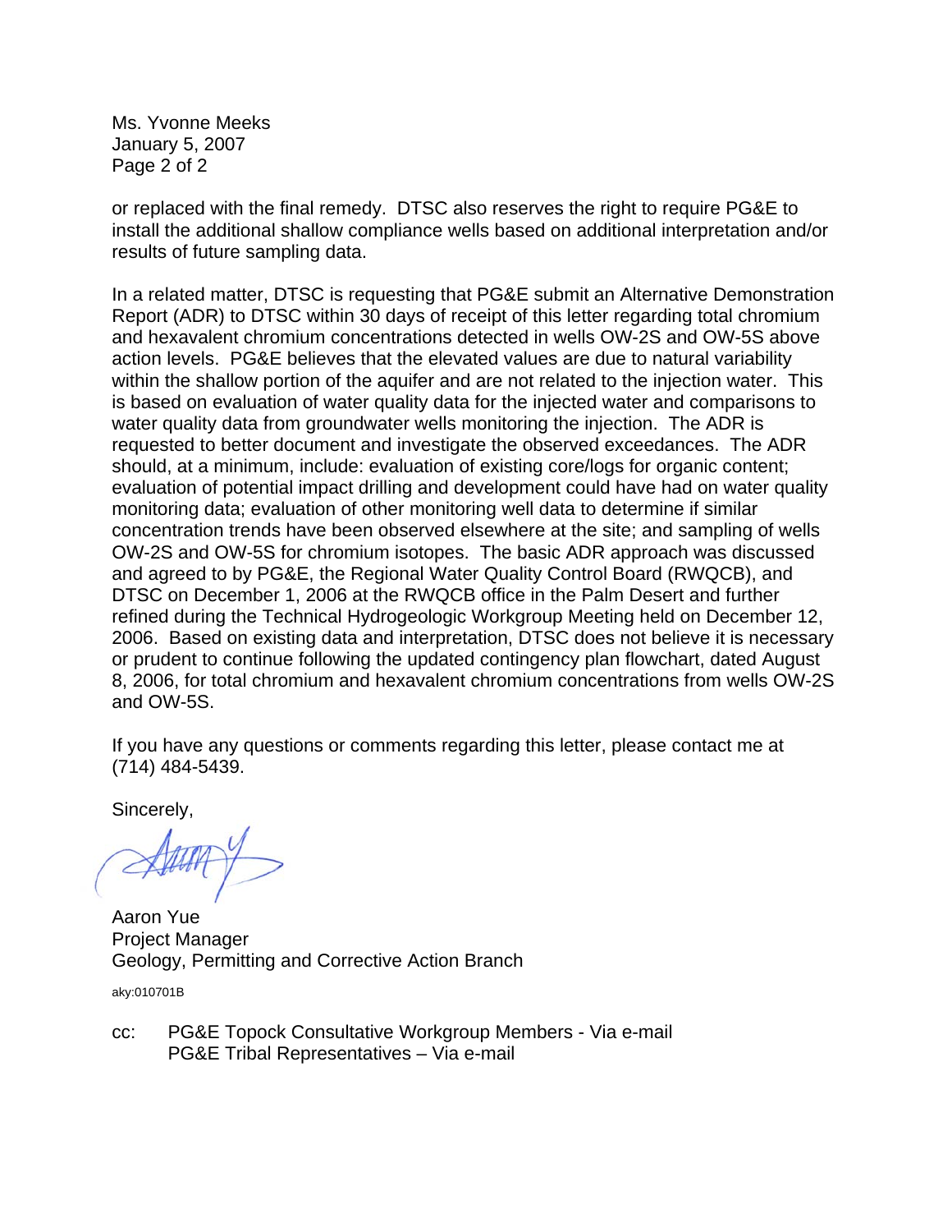or replaced with the final remedy. DTSC also reserves the right to require PG&E to install the additional shallow compliance wells based on additional interpretation and/or results of future sampling data.

In a related matter, DTSC is requesting that PG&E submit an Alternative Demonstration Report (ADR) to DTSC within 30 days of receipt of this letter regarding total chromium and hexavalent chromium concentrations detected in wells OW-2S and OW-5S above action levels. PG&E believes that the elevated values are due to natural variability within the shallow portion of the aquifer and are not related to the injection water. This is based on evaluation of water quality data for the injected water and comparisons to water quality data from groundwater wells monitoring the injection. The ADR is requested to better document and investigate the observed exceedances. The ADR should, at a minimum, include: evaluation of existing core/logs for organic content; evaluation of potential impact drilling and development could have had on water quality monitoring data; evaluation of other monitoring well data to determine if similar concentration trends have been observed elsewhere at the site; and sampling of wells OW-2S and OW-5S for chromium isotopes. The basic ADR approach was discussed and agreed to by PG&E, the Regional Water Quality Control Board (RWQCB), and DTSC on December 1, 2006 at the RWQCB office in the Palm Desert and further refined during the Technical Hydrogeologic Workgroup Meeting held on December 12, 2006. Based on existing data and interpretation, DTSC does not believe it is necessary or prudent to continue following the updated contingency plan flowchart, dated August 8, 2006, for total chromium and hexavalent chromium concentrations from wells OW-2S and OW-5S.

If you have any questions or comments regarding this letter, please contact me at (714) 484-5439.

Sincerely,

Aaron Yue
Project Manager
Geology, Permitting and Corrective Action Branch

aky:010701B

cc: PG&E Topock Consultative Workgroup Members - Via e-mail
PG&E Tribal Representatives – Via e-mail